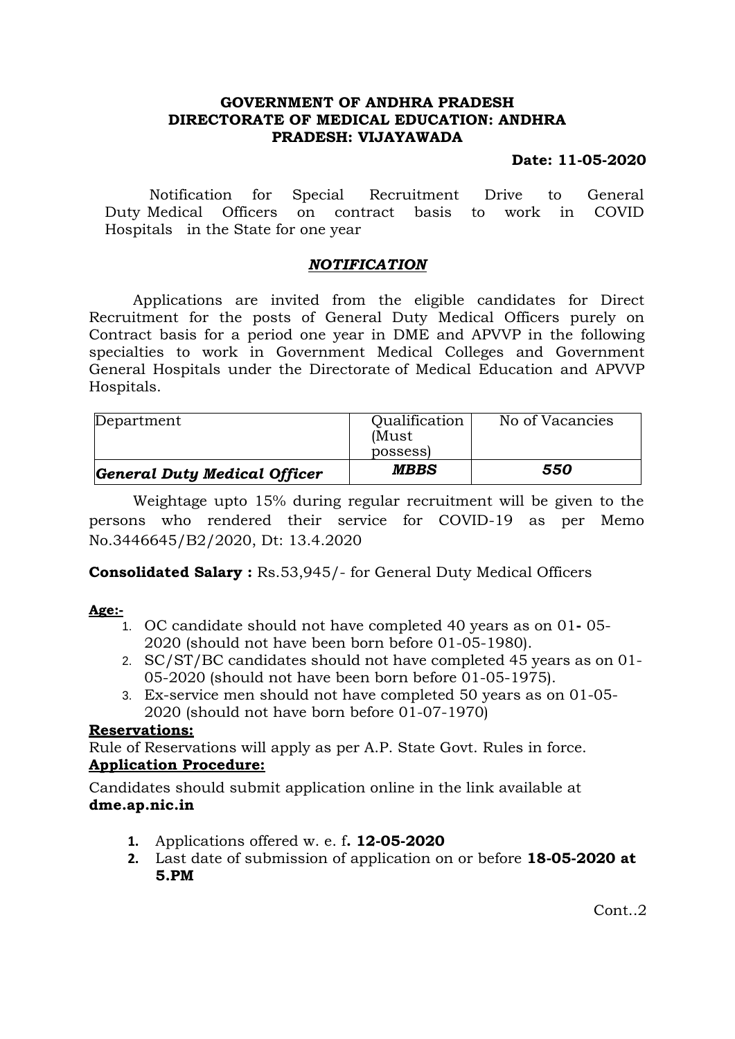**GOVERNMENT OF ANDHRA PRADESH**
**DIRECTORATE OF MEDICAL EDUCATION: ANDHRA PRADESH: VIJAYAWADA**

**Date: 11-05-2020**

Notification for Special Recruitment Drive to General Duty Medical Officers on contract basis to work in COVID Hospitals in the State for one year

## ***NOTIFICATION***

Applications are invited from the eligible candidates for Direct Recruitment for the posts of General Duty Medical Officers purely on Contract basis for a period one year in DME and APVVP in the following specialties to work in Government Medical Colleges and Government General Hospitals under the Directorate of Medical Education and APVVP Hospitals.

| Department | Qualification (Must possess) | No of Vacancies |
|---|---|---|
| ***General Duty Medical Officer*** | ***MBBS*** | ***550*** |

Weightage upto 15% during regular recruitment will be given to the persons who rendered their service for COVID-19 as per Memo No.3446645/B2/2020, Dt: 13.4.2020

**Consolidated Salary :** Rs.53,945/- for General Duty Medical Officers

**Age:-**

1. OC candidate should not have completed 40 years as on 01- 05-2020 (should not have been born before 01-05-1980).
2. SC/ST/BC candidates should not have completed 45 years as on 01-05-2020 (should not have been born before 01-05-1975).
3. Ex-service men should not have completed 50 years as on 01-05-2020 (should not have born before 01-07-1970)

**Reservations:**

Rule of Reservations will apply as per A.P. State Govt. Rules in force.

**Application Procedure:**

Candidates should submit application online in the link available at **dme.ap.nic.in**

1. Applications offered w. e. f**. 12-05-2020**
2. Last date of submission of application on or before **18-05-2020 at 5.PM**

Cont..2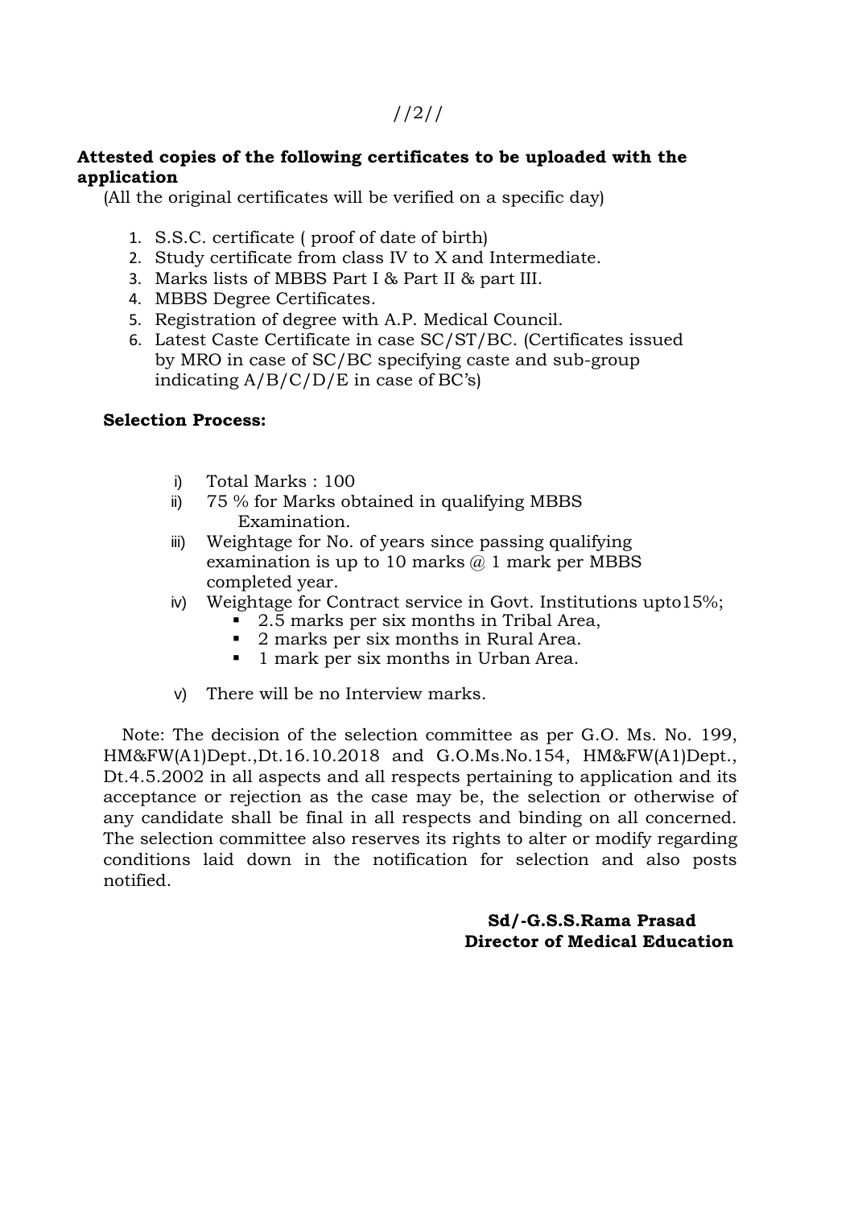**Attested copies of the following certificates to be uploaded with the application**

(All the original certificates will be verified on a specific day)

1. S.S.C. certificate ( proof of date of birth)
2. Study certificate from class IV to X and Intermediate.
3. Marks lists of MBBS Part I & Part II & part III.
4. MBBS Degree Certificates.
5. Registration of degree with A.P. Medical Council.
6. Latest Caste Certificate in case SC/ST/BC. (Certificates issued by MRO in case of SC/BC specifying caste and sub-group indicating A/B/C/D/E in case of BC's)

**Selection Process:**

- i) Total Marks : 100
- ii) 75 % for Marks obtained in qualifying MBBS Examination.
- iii) Weightage for No. of years since passing qualifying examination is up to 10 marks @ 1 mark per MBBS completed year.
- iv) Weightage for Contract service in Govt. Institutions upto15%;
  - 2.5 marks per six months in Tribal Area,
  - 2 marks per six months in Rural Area.
  - 1 mark per six months in Urban Area.
- v) There will be no Interview marks.

Note: The decision of the selection committee as per G.O. Ms. No. 199, HM&FW(A1)Dept.,Dt.16.10.2018 and G.O.Ms.No.154, HM&FW(A1)Dept., Dt.4.5.2002 in all aspects and all respects pertaining to application and its acceptance or rejection as the case may be, the selection or otherwise of any candidate shall be final in all respects and binding on all concerned. The selection committee also reserves its rights to alter or modify regarding conditions laid down in the notification for selection and also posts notified.

**Sd/-G.S.S.Rama Prasad**
**Director of Medical Education**